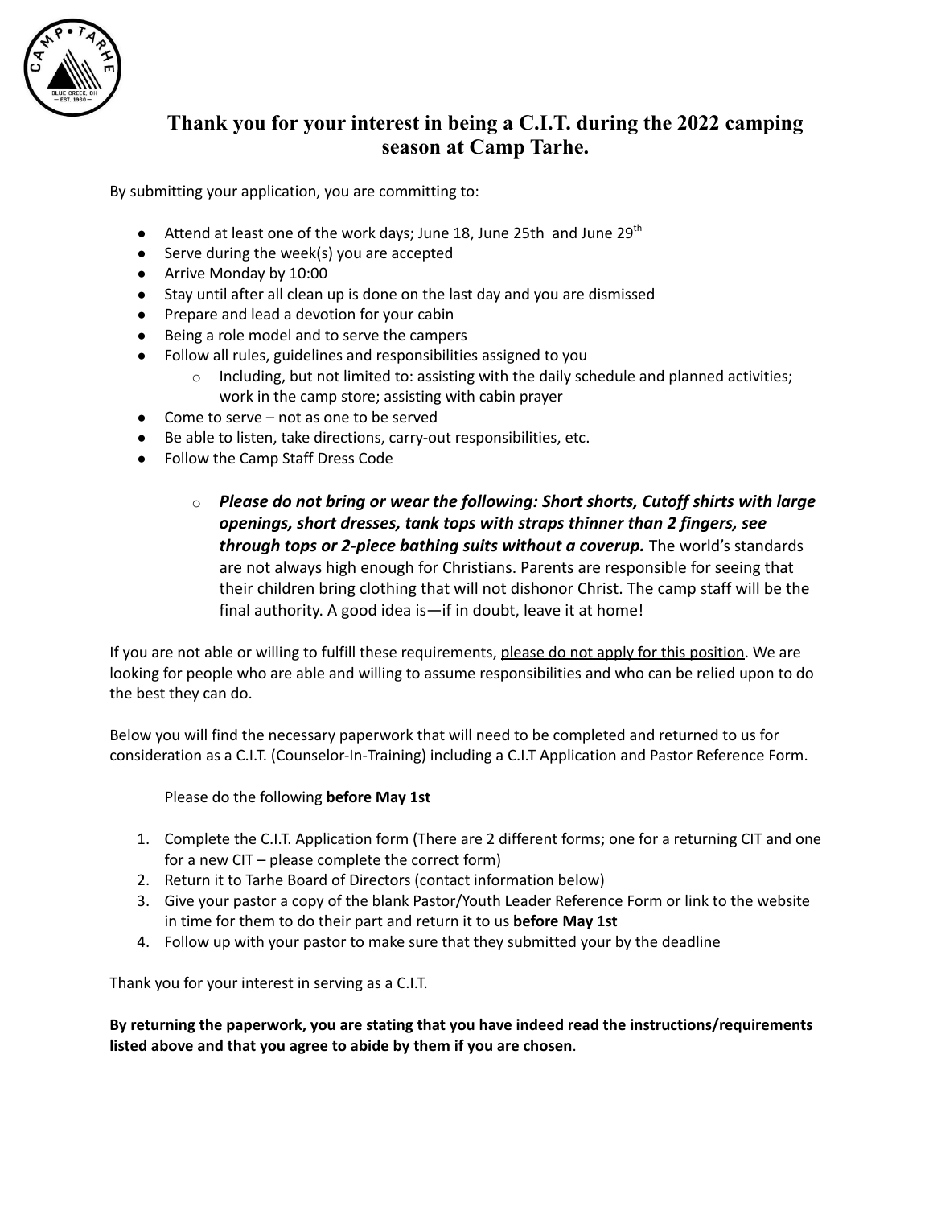# Thank you for your interest in being a C.I.T. during the 2022 camping season at Camp Tarhe.

By submitting your application, you are committing to:

- Attend at least one of the work days; June 18, June 25th and June 29th
- Serve during the week(s) you are accepted
- Arrive Monday by 10:00
- Stay until after all clean up is done on the last day and you are dismissed
- Prepare and lead a devotion for your cabin
- Being a role model and to serve the campers
- Follow all rules, guidelines and responsibilities assigned to you
  - Including, but not limited to: assisting with the daily schedule and planned activities; work in the camp store; assisting with cabin prayer
- Come to serve – not as one to be served
- Be able to listen, take directions, carry-out responsibilities, etc.
- Follow the Camp Staff Dress Code
  - ***Please do not bring or wear the following: Short shorts, Cutoff shirts with large openings, short dresses, tank tops with straps thinner than 2 fingers, see through tops or 2-piece bathing suits without a coverup.*** The world's standards are not always high enough for Christians. Parents are responsible for seeing that their children bring clothing that will not dishonor Christ. The camp staff will be the final authority. A good idea is—if in doubt, leave it at home!

If you are not able or willing to fulfill these requirements, please do not apply for this position. We are looking for people who are able and willing to assume responsibilities and who can be relied upon to do the best they can do.

Below you will find the necessary paperwork that will need to be completed and returned to us for consideration as a C.I.T. (Counselor-In-Training) including a C.I.T Application and Pastor Reference Form.

Please do the following **before May 1st**

1. Complete the C.I.T. Application form (There are 2 different forms; one for a returning CIT and one for a new CIT – please complete the correct form)
2. Return it to Tarhe Board of Directors (contact information below)
3. Give your pastor a copy of the blank Pastor/Youth Leader Reference Form or link to the website in time for them to do their part and return it to us **before May 1st**
4. Follow up with your pastor to make sure that they submitted your by the deadline

Thank you for your interest in serving as a C.I.T.

**By returning the paperwork, you are stating that you have indeed read the instructions/requirements listed above and that you agree to abide by them if you are chosen**.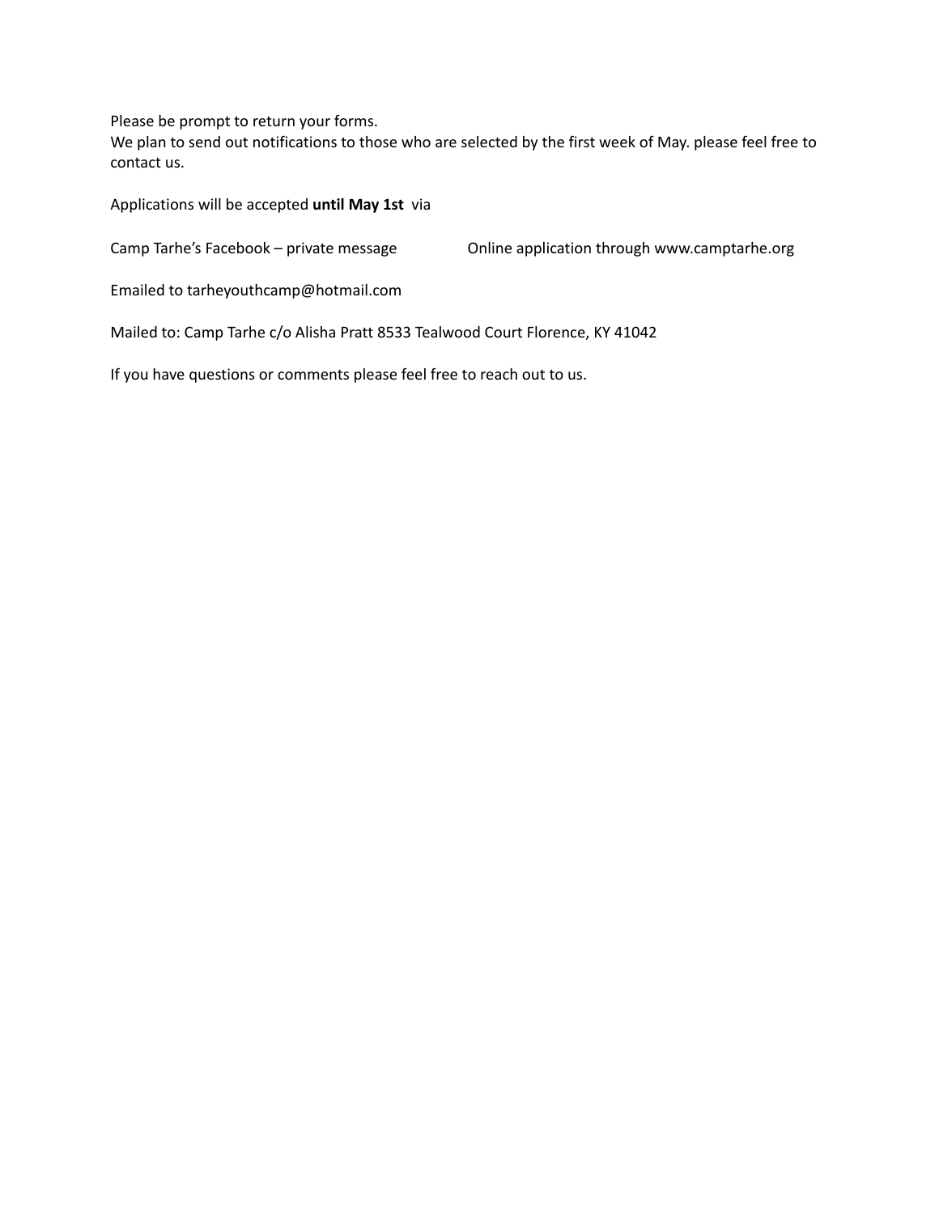Please be prompt to return your forms.
We plan to send out notifications to those who are selected by the first week of May. please feel free to contact us.

Applications will be accepted **until May 1st** via

Camp Tarhe's Facebook – private message

Online application through www.camptarhe.org

Emailed to tarheyouthcamp@hotmail.com

Mailed to: Camp Tarhe c/o Alisha Pratt 8533 Tealwood Court Florence, KY 41042

If you have questions or comments please feel free to reach out to us.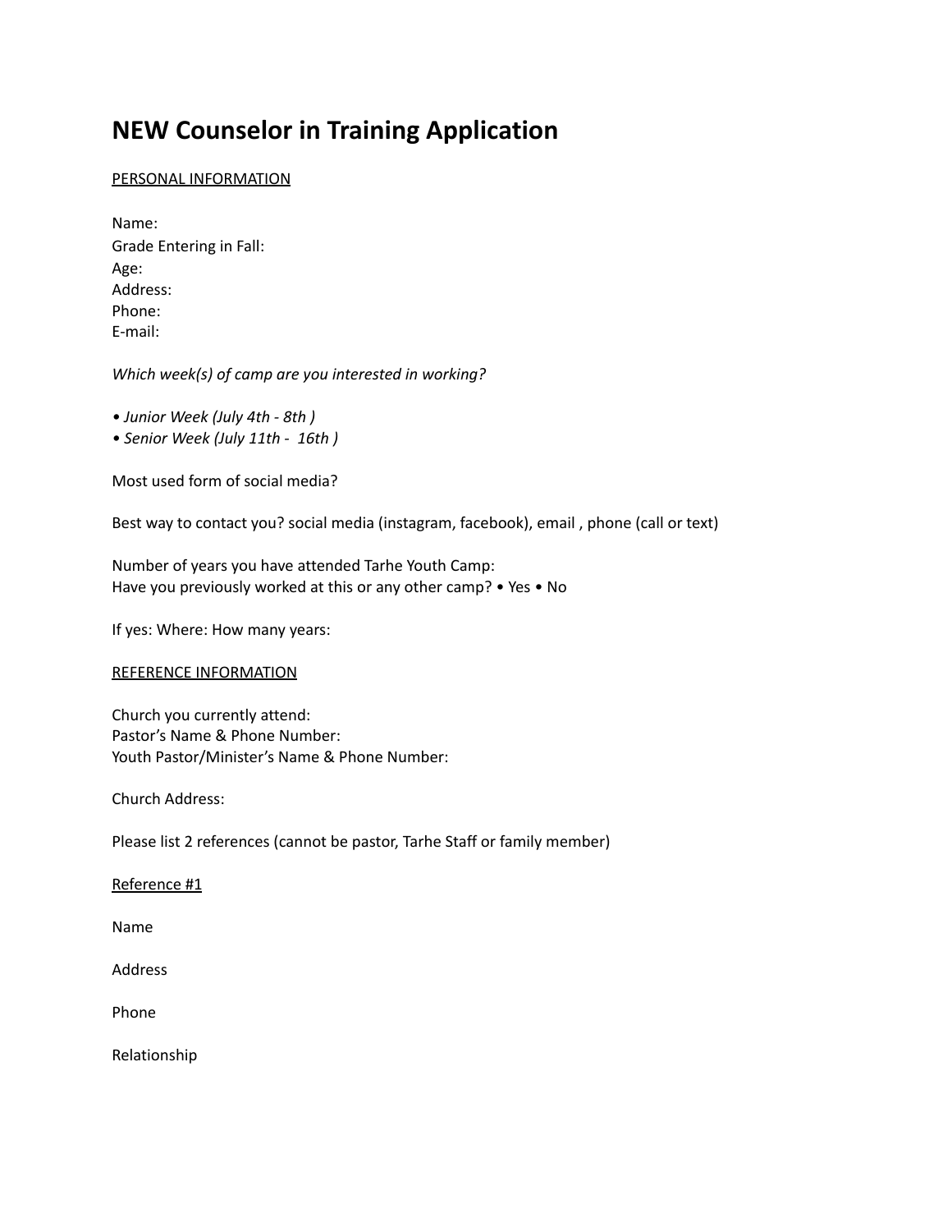# NEW Counselor in Training Application

<u>PERSONAL INFORMATION</u>

Name:
Grade Entering in Fall:
Age:
Address:
Phone:
E-mail:

*Which week(s) of camp are you interested in working?*

*• Junior Week (July 4th - 8th )*
*• Senior Week (July 11th - 16th )*

Most used form of social media?

Best way to contact you? social media (instagram, facebook), email , phone (call or text)

Number of years you have attended Tarhe Youth Camp:
Have you previously worked at this or any other camp? • Yes • No

If yes: Where: How many years:

<u>REFERENCE INFORMATION</u>

Church you currently attend:
Pastor's Name & Phone Number:
Youth Pastor/Minister's Name & Phone Number:

Church Address:

Please list 2 references (cannot be pastor, Tarhe Staff or family member)

<u>Reference #1</u>

Name

Address

Phone

Relationship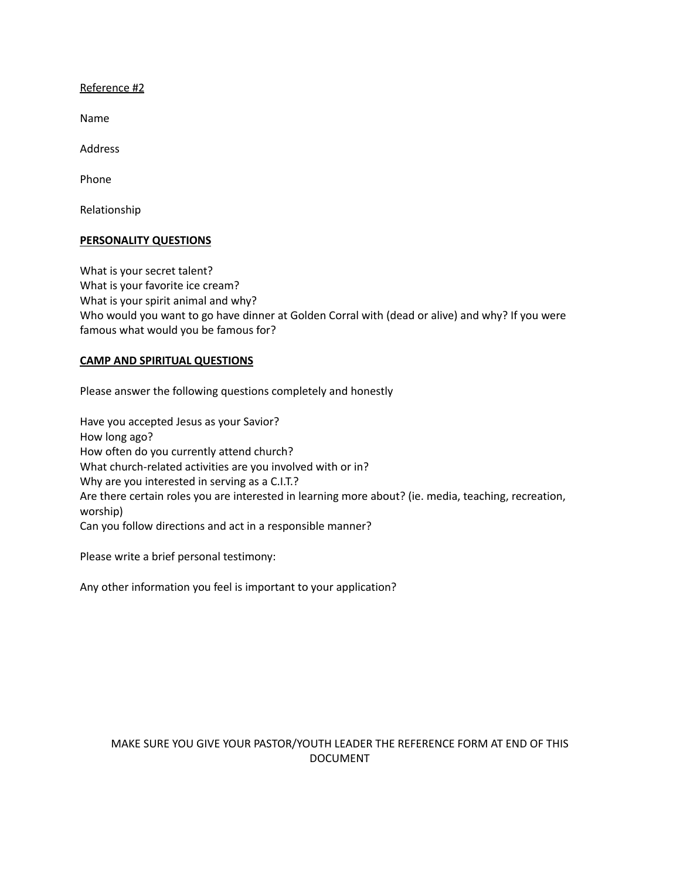<u>Reference #2</u>

Name

Address

Phone

Relationship

**<u>PERSONALITY QUESTIONS</u>**

What is your secret talent?
What is your favorite ice cream?
What is your spirit animal and why?
Who would you want to go have dinner at Golden Corral with (dead or alive) and why? If you were famous what would you be famous for?

**<u>CAMP AND SPIRITUAL QUESTIONS</u>**

Please answer the following questions completely and honestly

Have you accepted Jesus as your Savior?
How long ago?
How often do you currently attend church?
What church-related activities are you involved with or in?
Why are you interested in serving as a C.I.T.?
Are there certain roles you are interested in learning more about? (ie. media, teaching, recreation, worship)
Can you follow directions and act in a responsible manner?

Please write a brief personal testimony:

Any other information you feel is important to your application?

MAKE SURE YOU GIVE YOUR PASTOR/YOUTH LEADER THE REFERENCE FORM AT END OF THIS DOCUMENT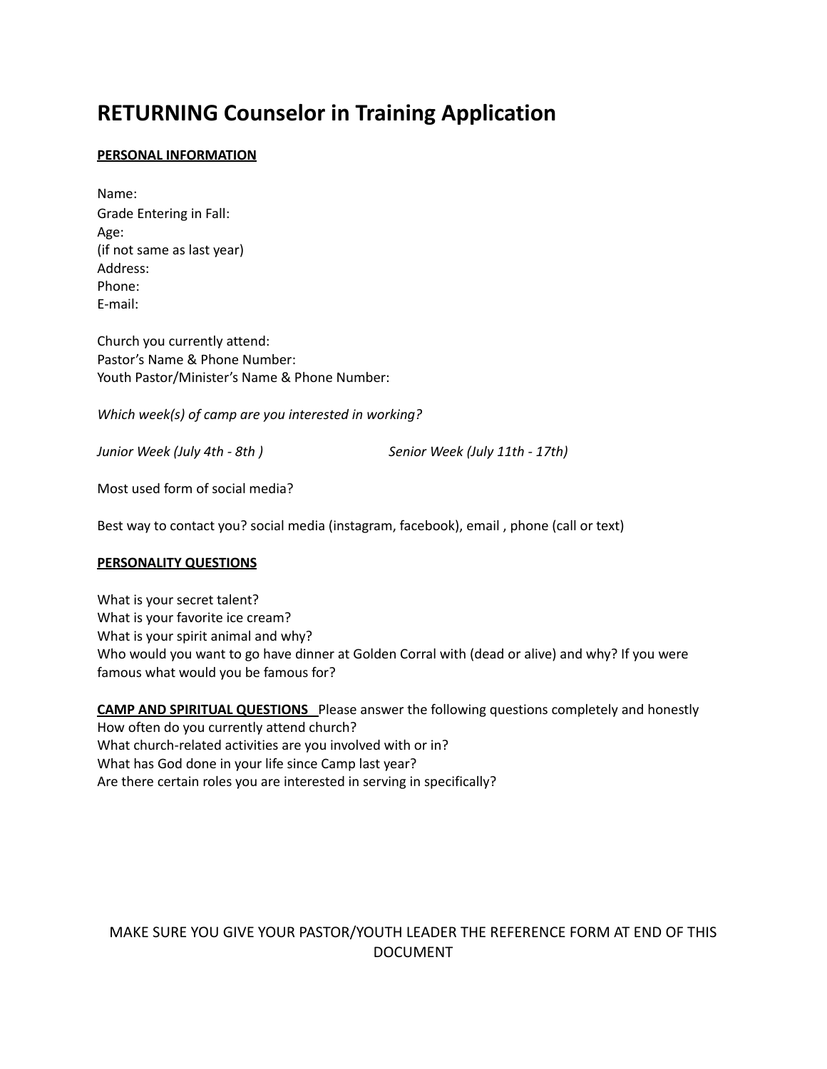# RETURNING Counselor in Training Application

**PERSONAL INFORMATION**

Name:
Grade Entering in Fall:
Age:
(if not same as last year)
Address:
Phone:
E-mail:

Church you currently attend:
Pastor's Name & Phone Number:
Youth Pastor/Minister's Name & Phone Number:

*Which week(s) of camp are you interested in working?*

*Junior Week (July 4th - 8th )*

*Senior Week (July 11th - 17th)*

Most used form of social media?

Best way to contact you? social media (instagram, facebook), email , phone (call or text)

**PERSONALITY QUESTIONS**

What is your secret talent?
What is your favorite ice cream?
What is your spirit animal and why?
Who would you want to go have dinner at Golden Corral with (dead or alive) and why? If you were famous what would you be famous for?

**CAMP AND SPIRITUAL QUESTIONS** Please answer the following questions completely and honestly
How often do you currently attend church?
What church-related activities are you involved with or in?
What has God done in your life since Camp last year?
Are there certain roles you are interested in serving in specifically?

MAKE SURE YOU GIVE YOUR PASTOR/YOUTH LEADER THE REFERENCE FORM AT END OF THIS DOCUMENT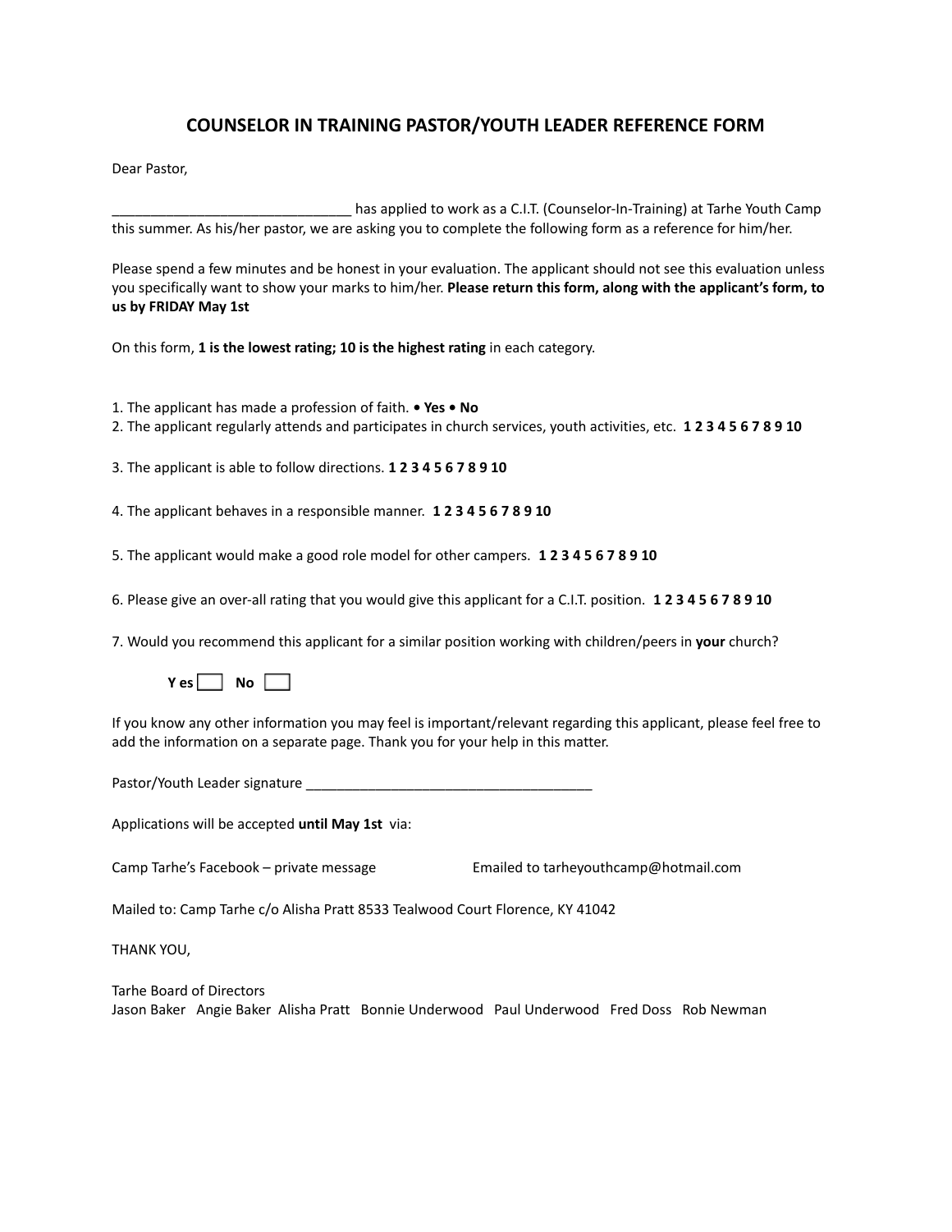# COUNSELOR IN TRAINING PASTOR/YOUTH LEADER REFERENCE FORM

Dear Pastor,

_______________________________ has applied to work as a C.I.T. (Counselor-In-Training) at Tarhe Youth Camp this summer. As his/her pastor, we are asking you to complete the following form as a reference for him/her.

Please spend a few minutes and be honest in your evaluation. The applicant should not see this evaluation unless you specifically want to show your marks to him/her. **Please return this form, along with the applicant's form, to us by FRIDAY May 1st**

On this form, **1 is the lowest rating; 10 is the highest rating** in each category.

1. The applicant has made a profession of faith. **• Yes • No**
2. The applicant regularly attends and participates in church services, youth activities, etc. **1 2 3 4 5 6 7 8 9 10**

3. The applicant is able to follow directions. **1 2 3 4 5 6 7 8 9 10**

4. The applicant behaves in a responsible manner. **1 2 3 4 5 6 7 8 9 10**

5. The applicant would make a good role model for other campers. **1 2 3 4 5 6 7 8 9 10**

6. Please give an over-all rating that you would give this applicant for a C.I.T. position. **1 2 3 4 5 6 7 8 9 10**

7. Would you recommend this applicant for a similar position working with children/peers in **your** church?

**Y es** ☐ **No** ☐

If you know any other information you may feel is important/relevant regarding this applicant, please feel free to add the information on a separate page. Thank you for your help in this matter.

Pastor/Youth Leader signature _____________________________________

Applications will be accepted **until May 1st** via:

Camp Tarhe's Facebook – private message

Emailed to tarheyouthcamp@hotmail.com

Mailed to: Camp Tarhe c/o Alisha Pratt 8533 Tealwood Court Florence, KY 41042

THANK YOU,

Tarhe Board of Directors
Jason Baker Angie Baker Alisha Pratt Bonnie Underwood Paul Underwood Fred Doss Rob Newman